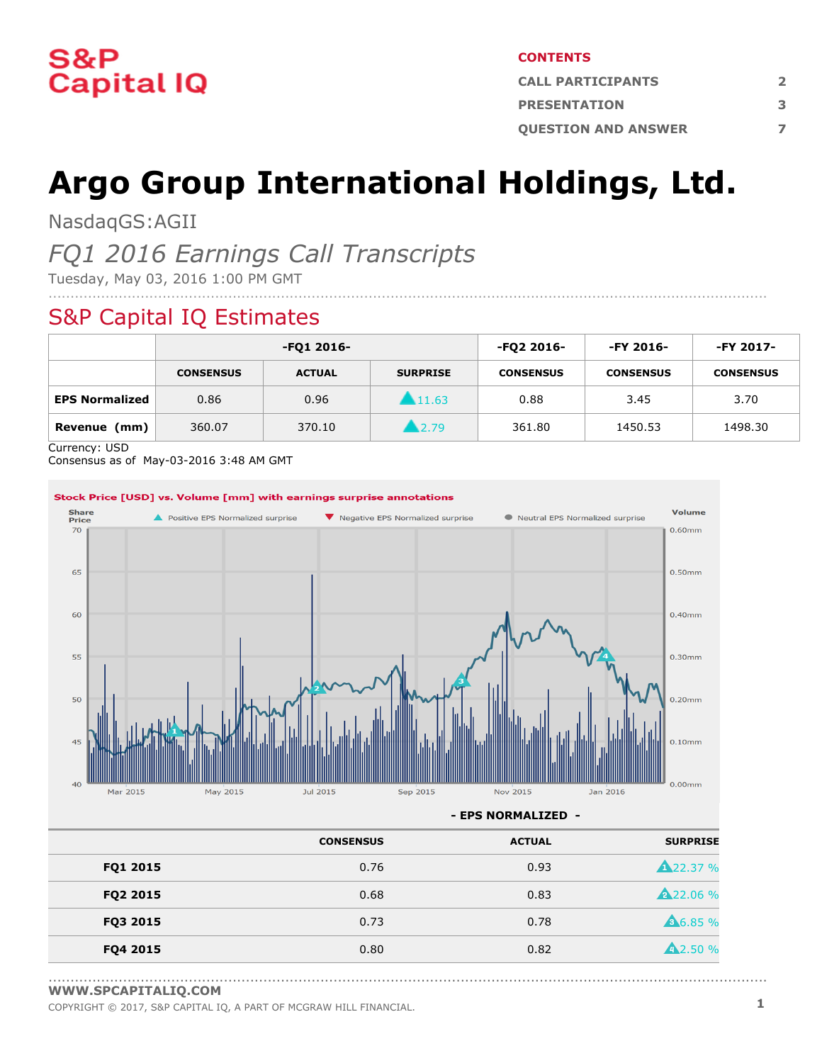S&P Capital IQ

**CONTENTS**

| | |
|---|---|
| CALL PARTICIPANTS | 2 |
| PRESENTATION | 3 |
| QUESTION AND ANSWER | 7 |

# Argo Group International Holdings, Ltd.

NasdaqGS:AGII

*FQ1 2016 Earnings Call Transcripts*

Tuesday, May 03, 2016 1:00 PM GMT

## S&P Capital IQ Estimates

| | -FQ1 2016- | | | -FQ2 2016- | -FY 2016- | -FY 2017- |
|---|---|---|---|---|---|---|
| | CONSENSUS | ACTUAL | SURPRISE | CONSENSUS | CONSENSUS | CONSENSUS |
| **EPS Normalized** | 0.86 | 0.96 | ▲11.63 | 0.88 | 3.45 | 3.70 |
| **Revenue (mm)** | 360.07 | 370.10 | ▲2.79 | 361.80 | 1450.53 | 1498.30 |

Currency: USD

Consensus as of May-03-2016 3:48 AM GMT

**Stock Price [USD] vs. Volume [mm] with earnings surprise annotations**

**- EPS NORMALIZED -**

| | CONSENSUS | ACTUAL | SURPRISE |
|---|---|---|---|
| **FQ1 2015** | 0.76 | 0.93 | ▲22.37 % |
| **FQ2 2015** | 0.68 | 0.83 | ▲22.06 % |
| **FQ3 2015** | 0.73 | 0.78 | ▲6.85 % |
| **FQ4 2015** | 0.80 | 0.82 | ▲2.50 % |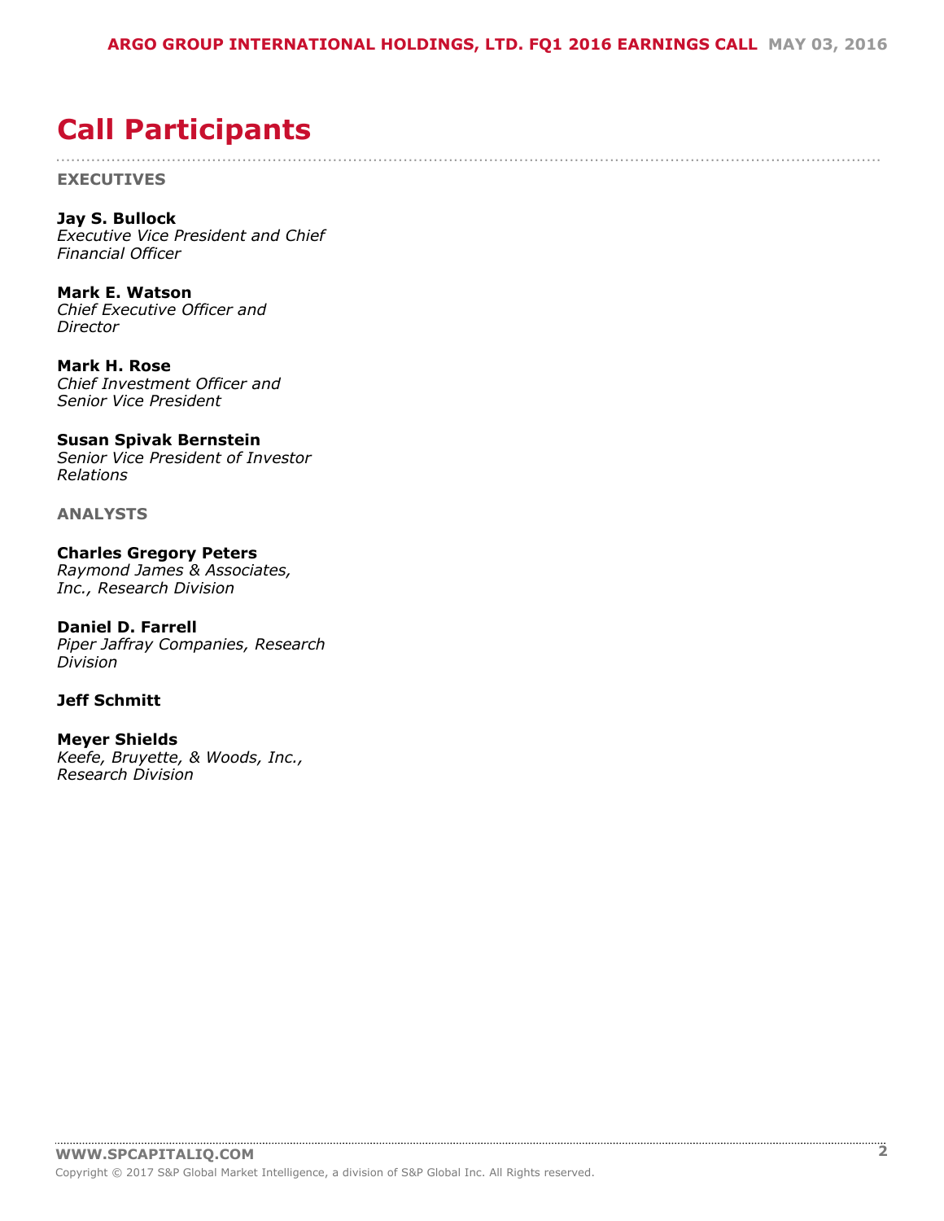# Call Participants

**EXECUTIVES**

**Jay S. Bullock**
*Executive Vice President and Chief Financial Officer*

**Mark E. Watson**
*Chief Executive Officer and Director*

**Mark H. Rose**
*Chief Investment Officer and Senior Vice President*

**Susan Spivak Bernstein**
*Senior Vice President of Investor Relations*

**ANALYSTS**

**Charles Gregory Peters**
*Raymond James & Associates, Inc., Research Division*

**Daniel D. Farrell**
*Piper Jaffray Companies, Research Division*

**Jeff Schmitt**

**Meyer Shields**
*Keefe, Bruyette, & Woods, Inc., Research Division*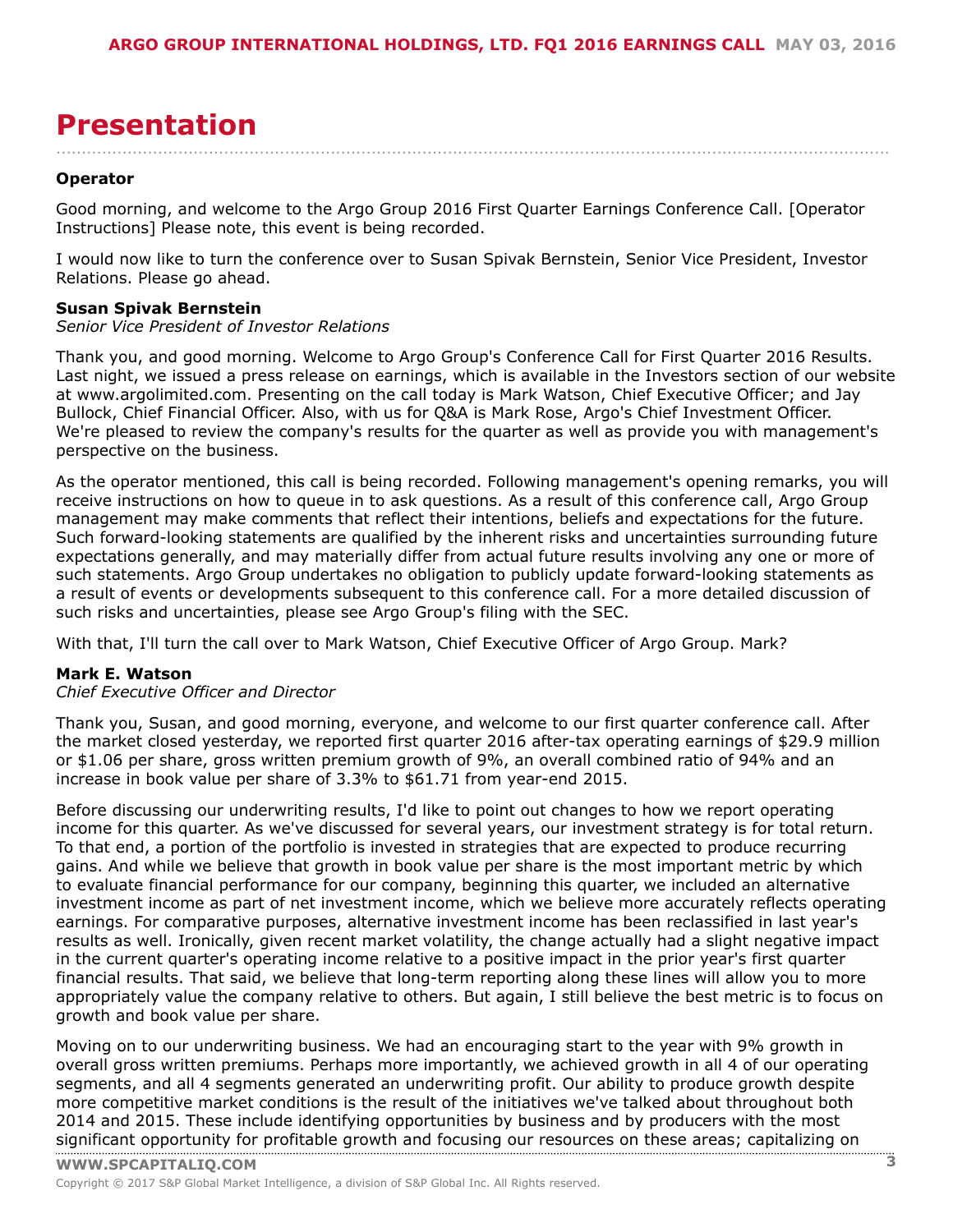# Presentation

**Operator**

Good morning, and welcome to the Argo Group 2016 First Quarter Earnings Conference Call. [Operator Instructions] Please note, this event is being recorded.

I would now like to turn the conference over to Susan Spivak Bernstein, Senior Vice President, Investor Relations. Please go ahead.

**Susan Spivak Bernstein**
*Senior Vice President of Investor Relations*

Thank you, and good morning. Welcome to Argo Group's Conference Call for First Quarter 2016 Results. Last night, we issued a press release on earnings, which is available in the Investors section of our website at www.argolimited.com. Presenting on the call today is Mark Watson, Chief Executive Officer; and Jay Bullock, Chief Financial Officer. Also, with us for Q&A is Mark Rose, Argo's Chief Investment Officer. We're pleased to review the company's results for the quarter as well as provide you with management's perspective on the business.

As the operator mentioned, this call is being recorded. Following management's opening remarks, you will receive instructions on how to queue in to ask questions. As a result of this conference call, Argo Group management may make comments that reflect their intentions, beliefs and expectations for the future. Such forward-looking statements are qualified by the inherent risks and uncertainties surrounding future expectations generally, and may materially differ from actual future results involving any one or more of such statements. Argo Group undertakes no obligation to publicly update forward-looking statements as a result of events or developments subsequent to this conference call. For a more detailed discussion of such risks and uncertainties, please see Argo Group's filing with the SEC.

With that, I'll turn the call over to Mark Watson, Chief Executive Officer of Argo Group. Mark?

**Mark E. Watson**
*Chief Executive Officer and Director*

Thank you, Susan, and good morning, everyone, and welcome to our first quarter conference call. After the market closed yesterday, we reported first quarter 2016 after-tax operating earnings of $29.9 million or $1.06 per share, gross written premium growth of 9%, an overall combined ratio of 94% and an increase in book value per share of 3.3% to $61.71 from year-end 2015.

Before discussing our underwriting results, I'd like to point out changes to how we report operating income for this quarter. As we've discussed for several years, our investment strategy is for total return. To that end, a portion of the portfolio is invested in strategies that are expected to produce recurring gains. And while we believe that growth in book value per share is the most important metric by which to evaluate financial performance for our company, beginning this quarter, we included an alternative investment income as part of net investment income, which we believe more accurately reflects operating earnings. For comparative purposes, alternative investment income has been reclassified in last year's results as well. Ironically, given recent market volatility, the change actually had a slight negative impact in the current quarter's operating income relative to a positive impact in the prior year's first quarter financial results. That said, we believe that long-term reporting along these lines will allow you to more appropriately value the company relative to others. But again, I still believe the best metric is to focus on growth and book value per share.

Moving on to our underwriting business. We had an encouraging start to the year with 9% growth in overall gross written premiums. Perhaps more importantly, we achieved growth in all 4 of our operating segments, and all 4 segments generated an underwriting profit. Our ability to produce growth despite more competitive market conditions is the result of the initiatives we've talked about throughout both 2014 and 2015. These include identifying opportunities by business and by producers with the most significant opportunity for profitable growth and focusing our resources on these areas; capitalizing on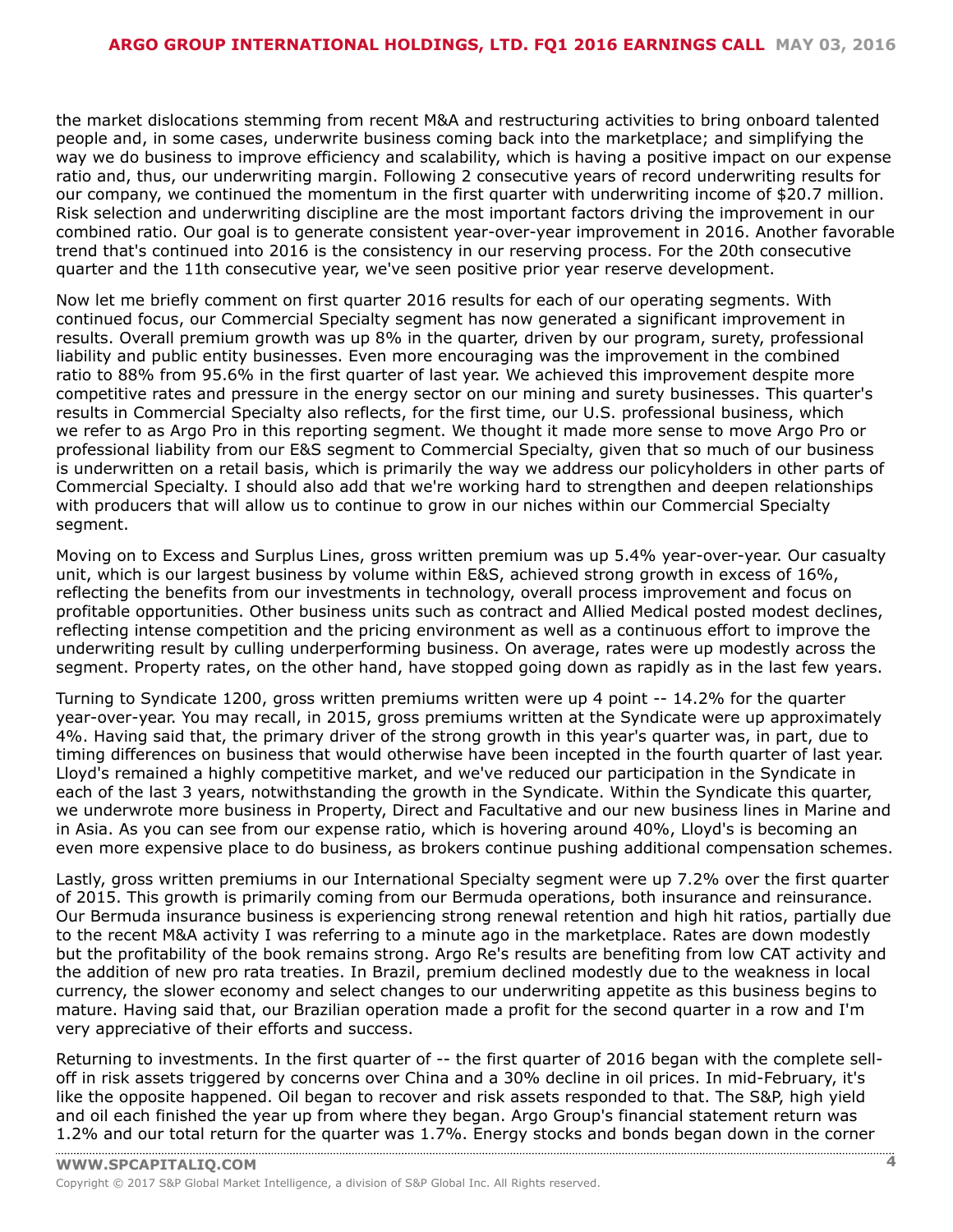the market dislocations stemming from recent M&A and restructuring activities to bring onboard talented people and, in some cases, underwrite business coming back into the marketplace; and simplifying the way we do business to improve efficiency and scalability, which is having a positive impact on our expense ratio and, thus, our underwriting margin. Following 2 consecutive years of record underwriting results for our company, we continued the momentum in the first quarter with underwriting income of $20.7 million. Risk selection and underwriting discipline are the most important factors driving the improvement in our combined ratio. Our goal is to generate consistent year-over-year improvement in 2016. Another favorable trend that's continued into 2016 is the consistency in our reserving process. For the 20th consecutive quarter and the 11th consecutive year, we've seen positive prior year reserve development.

Now let me briefly comment on first quarter 2016 results for each of our operating segments. With continued focus, our Commercial Specialty segment has now generated a significant improvement in results. Overall premium growth was up 8% in the quarter, driven by our program, surety, professional liability and public entity businesses. Even more encouraging was the improvement in the combined ratio to 88% from 95.6% in the first quarter of last year. We achieved this improvement despite more competitive rates and pressure in the energy sector on our mining and surety businesses. This quarter's results in Commercial Specialty also reflects, for the first time, our U.S. professional business, which we refer to as Argo Pro in this reporting segment. We thought it made more sense to move Argo Pro or professional liability from our E&S segment to Commercial Specialty, given that so much of our business is underwritten on a retail basis, which is primarily the way we address our policyholders in other parts of Commercial Specialty. I should also add that we're working hard to strengthen and deepen relationships with producers that will allow us to continue to grow in our niches within our Commercial Specialty segment.

Moving on to Excess and Surplus Lines, gross written premium was up 5.4% year-over-year. Our casualty unit, which is our largest business by volume within E&S, achieved strong growth in excess of 16%, reflecting the benefits from our investments in technology, overall process improvement and focus on profitable opportunities. Other business units such as contract and Allied Medical posted modest declines, reflecting intense competition and the pricing environment as well as a continuous effort to improve the underwriting result by culling underperforming business. On average, rates were up modestly across the segment. Property rates, on the other hand, have stopped going down as rapidly as in the last few years.

Turning to Syndicate 1200, gross written premiums written were up 4 point -- 14.2% for the quarter year-over-year. You may recall, in 2015, gross premiums written at the Syndicate were up approximately 4%. Having said that, the primary driver of the strong growth in this year's quarter was, in part, due to timing differences on business that would otherwise have been incepted in the fourth quarter of last year. Lloyd's remained a highly competitive market, and we've reduced our participation in the Syndicate in each of the last 3 years, notwithstanding the growth in the Syndicate. Within the Syndicate this quarter, we underwrote more business in Property, Direct and Facultative and our new business lines in Marine and in Asia. As you can see from our expense ratio, which is hovering around 40%, Lloyd's is becoming an even more expensive place to do business, as brokers continue pushing additional compensation schemes.

Lastly, gross written premiums in our International Specialty segment were up 7.2% over the first quarter of 2015. This growth is primarily coming from our Bermuda operations, both insurance and reinsurance. Our Bermuda insurance business is experiencing strong renewal retention and high hit ratios, partially due to the recent M&A activity I was referring to a minute ago in the marketplace. Rates are down modestly but the profitability of the book remains strong. Argo Re's results are benefiting from low CAT activity and the addition of new pro rata treaties. In Brazil, premium declined modestly due to the weakness in local currency, the slower economy and select changes to our underwriting appetite as this business begins to mature. Having said that, our Brazilian operation made a profit for the second quarter in a row and I'm very appreciative of their efforts and success.

Returning to investments. In the first quarter of -- the first quarter of 2016 began with the complete sell-off in risk assets triggered by concerns over China and a 30% decline in oil prices. In mid-February, it's like the opposite happened. Oil began to recover and risk assets responded to that. The S&P, high yield and oil each finished the year up from where they began. Argo Group's financial statement return was 1.2% and our total return for the quarter was 1.7%. Energy stocks and bonds began down in the corner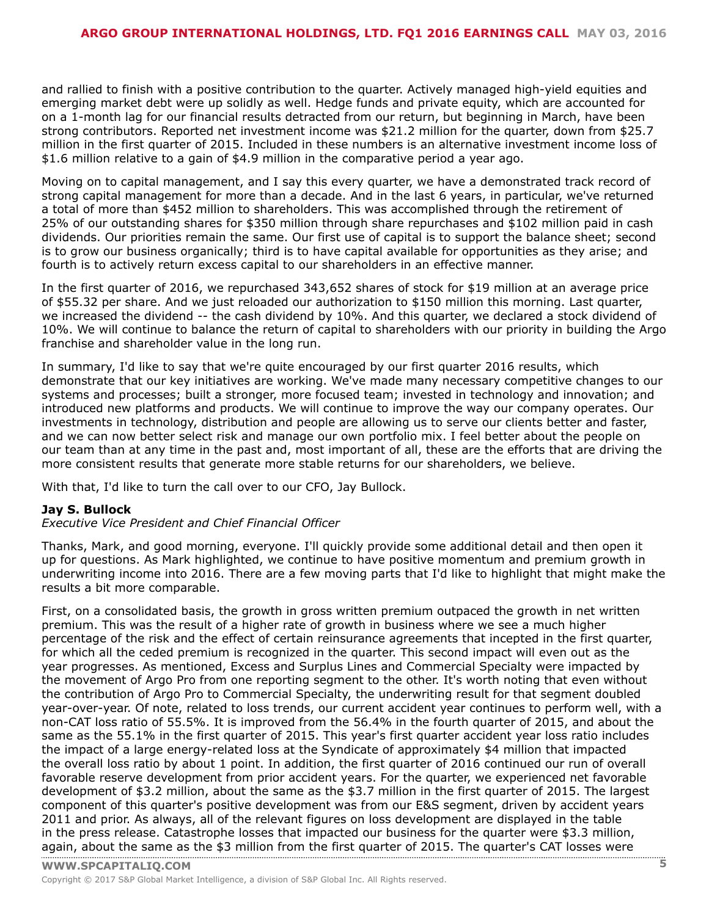and rallied to finish with a positive contribution to the quarter. Actively managed high-yield equities and emerging market debt were up solidly as well. Hedge funds and private equity, which are accounted for on a 1-month lag for our financial results detracted from our return, but beginning in March, have been strong contributors. Reported net investment income was $21.2 million for the quarter, down from $25.7 million in the first quarter of 2015. Included in these numbers is an alternative investment income loss of $1.6 million relative to a gain of $4.9 million in the comparative period a year ago.

Moving on to capital management, and I say this every quarter, we have a demonstrated track record of strong capital management for more than a decade. And in the last 6 years, in particular, we've returned a total of more than $452 million to shareholders. This was accomplished through the retirement of 25% of our outstanding shares for $350 million through share repurchases and $102 million paid in cash dividends. Our priorities remain the same. Our first use of capital is to support the balance sheet; second is to grow our business organically; third is to have capital available for opportunities as they arise; and fourth is to actively return excess capital to our shareholders in an effective manner.

In the first quarter of 2016, we repurchased 343,652 shares of stock for $19 million at an average price of $55.32 per share. And we just reloaded our authorization to $150 million this morning. Last quarter, we increased the dividend -- the cash dividend by 10%. And this quarter, we declared a stock dividend of 10%. We will continue to balance the return of capital to shareholders with our priority in building the Argo franchise and shareholder value in the long run.

In summary, I'd like to say that we're quite encouraged by our first quarter 2016 results, which demonstrate that our key initiatives are working. We've made many necessary competitive changes to our systems and processes; built a stronger, more focused team; invested in technology and innovation; and introduced new platforms and products. We will continue to improve the way our company operates. Our investments in technology, distribution and people are allowing us to serve our clients better and faster, and we can now better select risk and manage our own portfolio mix. I feel better about the people on our team than at any time in the past and, most important of all, these are the efforts that are driving the more consistent results that generate more stable returns for our shareholders, we believe.

With that, I'd like to turn the call over to our CFO, Jay Bullock.

**Jay S. Bullock**
*Executive Vice President and Chief Financial Officer*

Thanks, Mark, and good morning, everyone. I'll quickly provide some additional detail and then open it up for questions. As Mark highlighted, we continue to have positive momentum and premium growth in underwriting income into 2016. There are a few moving parts that I'd like to highlight that might make the results a bit more comparable.

First, on a consolidated basis, the growth in gross written premium outpaced the growth in net written premium. This was the result of a higher rate of growth in business where we see a much higher percentage of the risk and the effect of certain reinsurance agreements that incepted in the first quarter, for which all the ceded premium is recognized in the quarter. This second impact will even out as the year progresses. As mentioned, Excess and Surplus Lines and Commercial Specialty were impacted by the movement of Argo Pro from one reporting segment to the other. It's worth noting that even without the contribution of Argo Pro to Commercial Specialty, the underwriting result for that segment doubled year-over-year. Of note, related to loss trends, our current accident year continues to perform well, with a non-CAT loss ratio of 55.5%. It is improved from the 56.4% in the fourth quarter of 2015, and about the same as the 55.1% in the first quarter of 2015. This year's first quarter accident year loss ratio includes the impact of a large energy-related loss at the Syndicate of approximately $4 million that impacted the overall loss ratio by about 1 point. In addition, the first quarter of 2016 continued our run of overall favorable reserve development from prior accident years. For the quarter, we experienced net favorable development of $3.2 million, about the same as the $3.7 million in the first quarter of 2015. The largest component of this quarter's positive development was from our E&S segment, driven by accident years 2011 and prior. As always, all of the relevant figures on loss development are displayed in the table in the press release. Catastrophe losses that impacted our business for the quarter were $3.3 million, again, about the same as the $3 million from the first quarter of 2015. The quarter's CAT losses were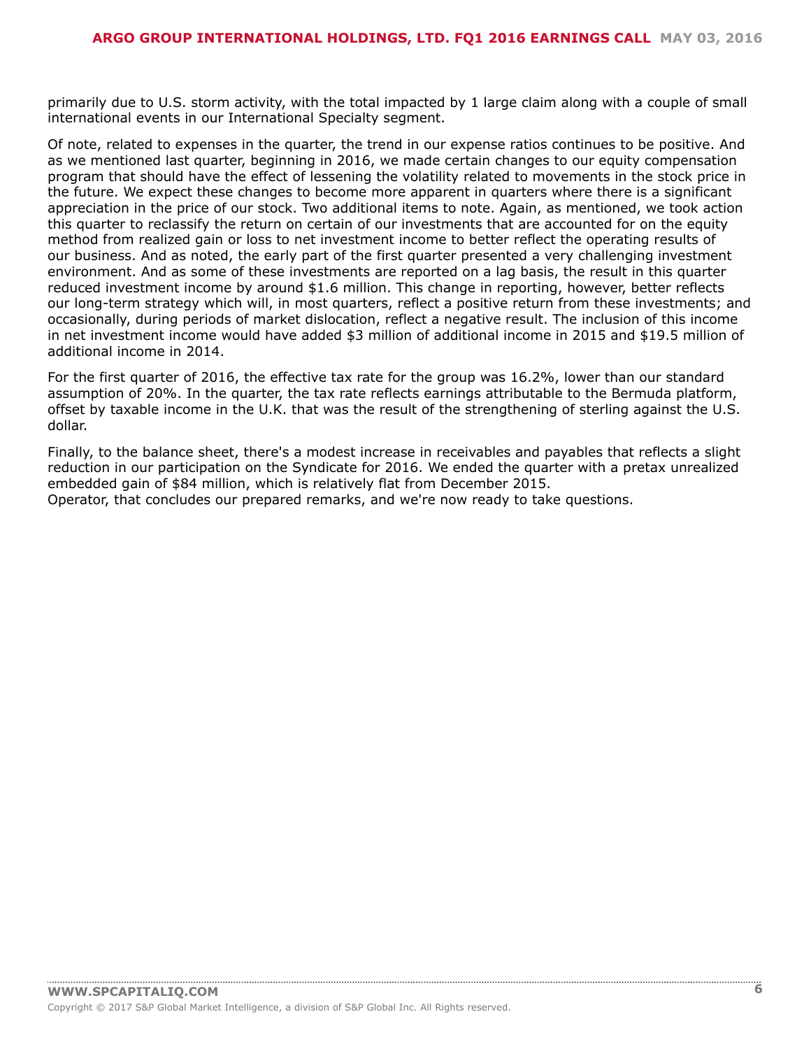primarily due to U.S. storm activity, with the total impacted by 1 large claim along with a couple of small international events in our International Specialty segment.

Of note, related to expenses in the quarter, the trend in our expense ratios continues to be positive. And as we mentioned last quarter, beginning in 2016, we made certain changes to our equity compensation program that should have the effect of lessening the volatility related to movements in the stock price in the future. We expect these changes to become more apparent in quarters where there is a significant appreciation in the price of our stock. Two additional items to note. Again, as mentioned, we took action this quarter to reclassify the return on certain of our investments that are accounted for on the equity method from realized gain or loss to net investment income to better reflect the operating results of our business. And as noted, the early part of the first quarter presented a very challenging investment environment. And as some of these investments are reported on a lag basis, the result in this quarter reduced investment income by around $1.6 million. This change in reporting, however, better reflects our long-term strategy which will, in most quarters, reflect a positive return from these investments; and occasionally, during periods of market dislocation, reflect a negative result. The inclusion of this income in net investment income would have added $3 million of additional income in 2015 and $19.5 million of additional income in 2014.

For the first quarter of 2016, the effective tax rate for the group was 16.2%, lower than our standard assumption of 20%. In the quarter, the tax rate reflects earnings attributable to the Bermuda platform, offset by taxable income in the U.K. that was the result of the strengthening of sterling against the U.S. dollar.

Finally, to the balance sheet, there's a modest increase in receivables and payables that reflects a slight reduction in our participation on the Syndicate for 2016. We ended the quarter with a pretax unrealized embedded gain of $84 million, which is relatively flat from December 2015.
Operator, that concludes our prepared remarks, and we're now ready to take questions.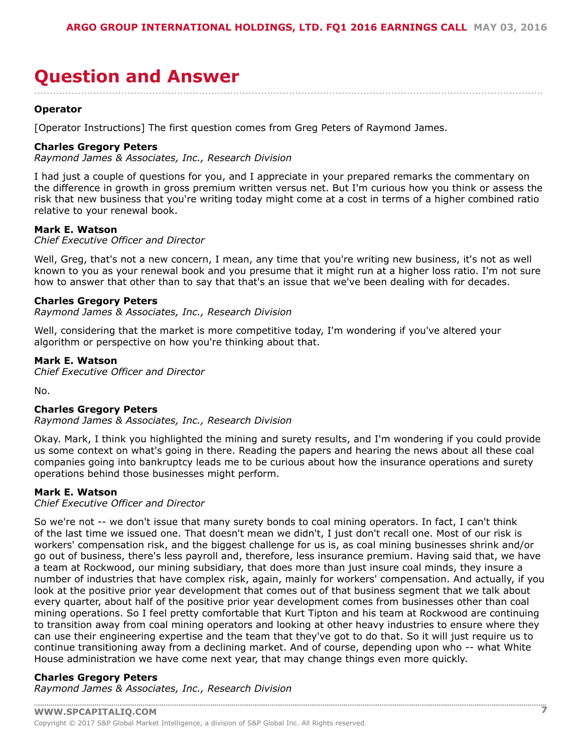# Question and Answer

**Operator**

[Operator Instructions] The first question comes from Greg Peters of Raymond James.

**Charles Gregory Peters**
*Raymond James & Associates, Inc., Research Division*

I had just a couple of questions for you, and I appreciate in your prepared remarks the commentary on the difference in growth in gross premium written versus net. But I'm curious how you think or assess the risk that new business that you're writing today might come at a cost in terms of a higher combined ratio relative to your renewal book.

**Mark E. Watson**
*Chief Executive Officer and Director*

Well, Greg, that's not a new concern, I mean, any time that you're writing new business, it's not as well known to you as your renewal book and you presume that it might run at a higher loss ratio. I'm not sure how to answer that other than to say that that's an issue that we've been dealing with for decades.

**Charles Gregory Peters**
*Raymond James & Associates, Inc., Research Division*

Well, considering that the market is more competitive today, I'm wondering if you've altered your algorithm or perspective on how you're thinking about that.

**Mark E. Watson**
*Chief Executive Officer and Director*

No.

**Charles Gregory Peters**
*Raymond James & Associates, Inc., Research Division*

Okay. Mark, I think you highlighted the mining and surety results, and I'm wondering if you could provide us some context on what's going in there. Reading the papers and hearing the news about all these coal companies going into bankruptcy leads me to be curious about how the insurance operations and surety operations behind those businesses might perform.

**Mark E. Watson**
*Chief Executive Officer and Director*

So we're not -- we don't issue that many surety bonds to coal mining operators. In fact, I can't think of the last time we issued one. That doesn't mean we didn't, I just don't recall one. Most of our risk is workers' compensation risk, and the biggest challenge for us is, as coal mining businesses shrink and/or go out of business, there's less payroll and, therefore, less insurance premium. Having said that, we have a team at Rockwood, our mining subsidiary, that does more than just insure coal minds, they insure a number of industries that have complex risk, again, mainly for workers' compensation. And actually, if you look at the positive prior year development that comes out of that business segment that we talk about every quarter, about half of the positive prior year development comes from businesses other than coal mining operations. So I feel pretty comfortable that Kurt Tipton and his team at Rockwood are continuing to transition away from coal mining operators and looking at other heavy industries to ensure where they can use their engineering expertise and the team that they've got to do that. So it will just require us to continue transitioning away from a declining market. And of course, depending upon who -- what White House administration we have come next year, that may change things even more quickly.

**Charles Gregory Peters**
*Raymond James & Associates, Inc., Research Division*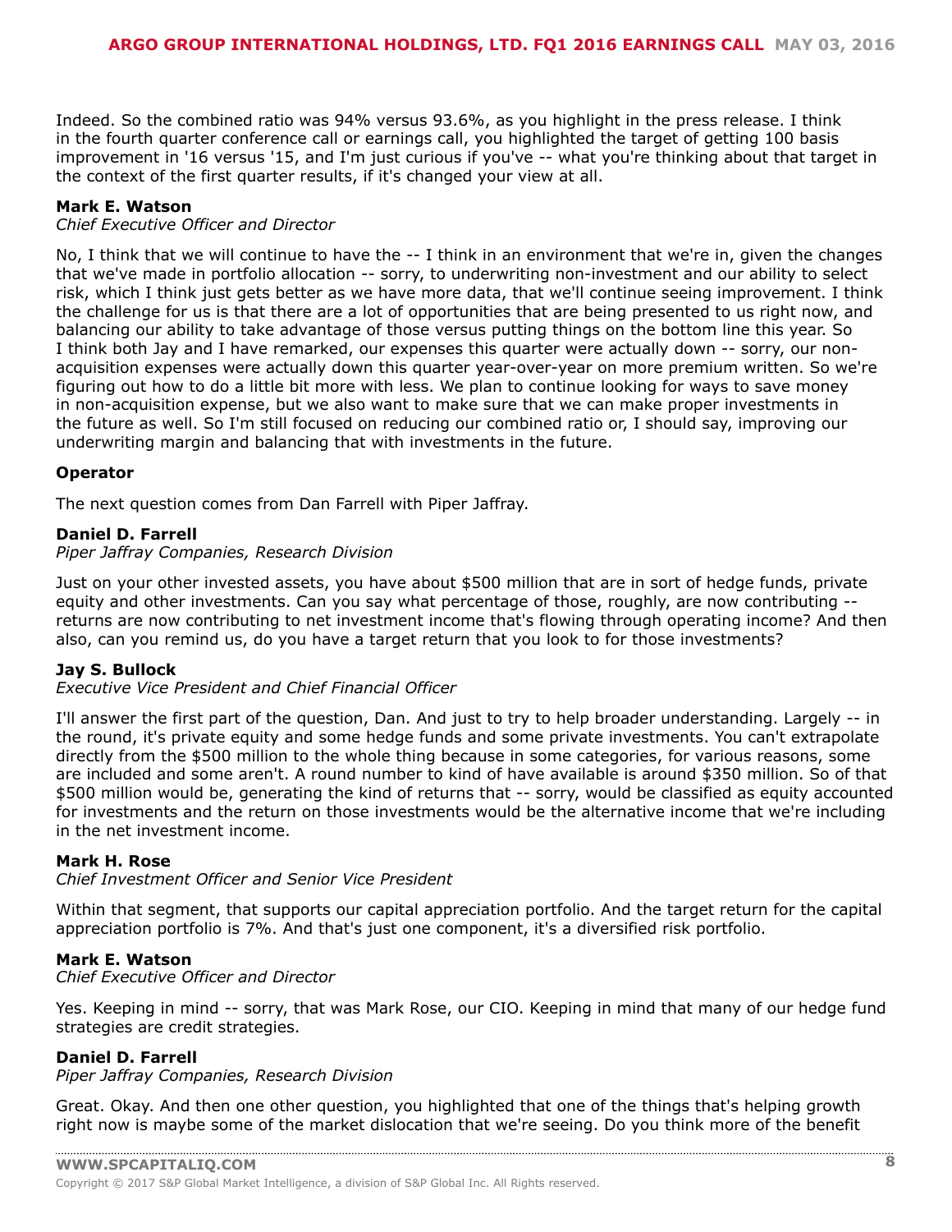Indeed. So the combined ratio was 94% versus 93.6%, as you highlight in the press release. I think in the fourth quarter conference call or earnings call, you highlighted the target of getting 100 basis improvement in '16 versus '15, and I'm just curious if you've -- what you're thinking about that target in the context of the first quarter results, if it's changed your view at all.

**Mark E. Watson**
*Chief Executive Officer and Director*

No, I think that we will continue to have the -- I think in an environment that we're in, given the changes that we've made in portfolio allocation -- sorry, to underwriting non-investment and our ability to select risk, which I think just gets better as we have more data, that we'll continue seeing improvement. I think the challenge for us is that there are a lot of opportunities that are being presented to us right now, and balancing our ability to take advantage of those versus putting things on the bottom line this year. So I think both Jay and I have remarked, our expenses this quarter were actually down -- sorry, our non-acquisition expenses were actually down this quarter year-over-year on more premium written. So we're figuring out how to do a little bit more with less. We plan to continue looking for ways to save money in non-acquisition expense, but we also want to make sure that we can make proper investments in the future as well. So I'm still focused on reducing our combined ratio or, I should say, improving our underwriting margin and balancing that with investments in the future.

**Operator**

The next question comes from Dan Farrell with Piper Jaffray.

**Daniel D. Farrell**
*Piper Jaffray Companies, Research Division*

Just on your other invested assets, you have about $500 million that are in sort of hedge funds, private equity and other investments. Can you say what percentage of those, roughly, are now contributing -- returns are now contributing to net investment income that's flowing through operating income? And then also, can you remind us, do you have a target return that you look to for those investments?

**Jay S. Bullock**
*Executive Vice President and Chief Financial Officer*

I'll answer the first part of the question, Dan. And just to try to help broader understanding. Largely -- in the round, it's private equity and some hedge funds and some private investments. You can't extrapolate directly from the $500 million to the whole thing because in some categories, for various reasons, some are included and some aren't. A round number to kind of have available is around $350 million. So of that $500 million would be, generating the kind of returns that -- sorry, would be classified as equity accounted for investments and the return on those investments would be the alternative income that we're including in the net investment income.

**Mark H. Rose**
*Chief Investment Officer and Senior Vice President*

Within that segment, that supports our capital appreciation portfolio. And the target return for the capital appreciation portfolio is 7%. And that's just one component, it's a diversified risk portfolio.

**Mark E. Watson**
*Chief Executive Officer and Director*

Yes. Keeping in mind -- sorry, that was Mark Rose, our CIO. Keeping in mind that many of our hedge fund strategies are credit strategies.

**Daniel D. Farrell**
*Piper Jaffray Companies, Research Division*

Great. Okay. And then one other question, you highlighted that one of the things that's helping growth right now is maybe some of the market dislocation that we're seeing. Do you think more of the benefit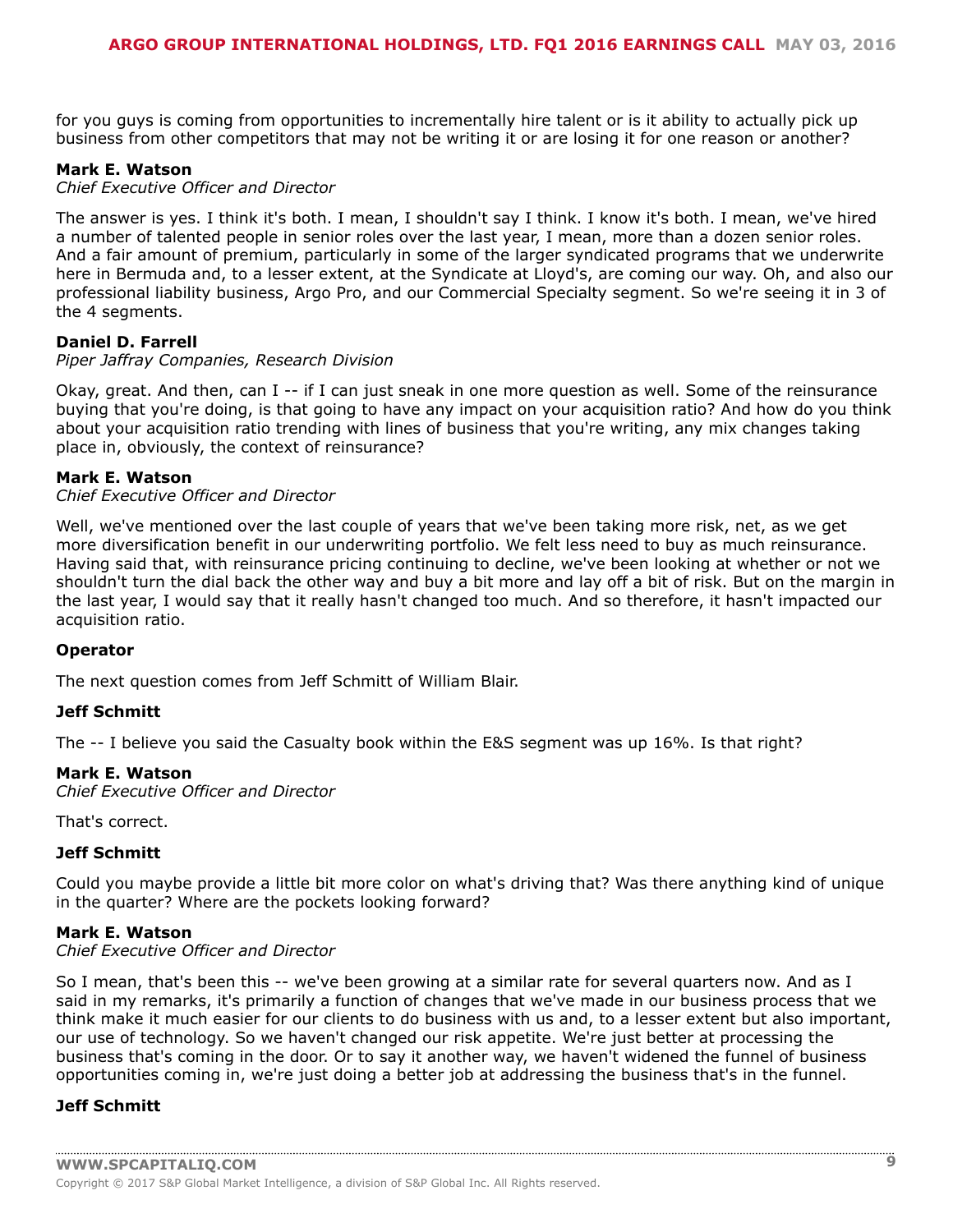for you guys is coming from opportunities to incrementally hire talent or is it ability to actually pick up business from other competitors that may not be writing it or are losing it for one reason or another?

**Mark E. Watson**
*Chief Executive Officer and Director*

The answer is yes. I think it's both. I mean, I shouldn't say I think. I know it's both. I mean, we've hired a number of talented people in senior roles over the last year, I mean, more than a dozen senior roles. And a fair amount of premium, particularly in some of the larger syndicated programs that we underwrite here in Bermuda and, to a lesser extent, at the Syndicate at Lloyd's, are coming our way. Oh, and also our professional liability business, Argo Pro, and our Commercial Specialty segment. So we're seeing it in 3 of the 4 segments.

**Daniel D. Farrell**
*Piper Jaffray Companies, Research Division*

Okay, great. And then, can I -- if I can just sneak in one more question as well. Some of the reinsurance buying that you're doing, is that going to have any impact on your acquisition ratio? And how do you think about your acquisition ratio trending with lines of business that you're writing, any mix changes taking place in, obviously, the context of reinsurance?

**Mark E. Watson**
*Chief Executive Officer and Director*

Well, we've mentioned over the last couple of years that we've been taking more risk, net, as we get more diversification benefit in our underwriting portfolio. We felt less need to buy as much reinsurance. Having said that, with reinsurance pricing continuing to decline, we've been looking at whether or not we shouldn't turn the dial back the other way and buy a bit more and lay off a bit of risk. But on the margin in the last year, I would say that it really hasn't changed too much. And so therefore, it hasn't impacted our acquisition ratio.

**Operator**

The next question comes from Jeff Schmitt of William Blair.

**Jeff Schmitt**

The -- I believe you said the Casualty book within the E&S segment was up 16%. Is that right?

**Mark E. Watson**
*Chief Executive Officer and Director*

That's correct.

**Jeff Schmitt**

Could you maybe provide a little bit more color on what's driving that? Was there anything kind of unique in the quarter? Where are the pockets looking forward?

**Mark E. Watson**
*Chief Executive Officer and Director*

So I mean, that's been this -- we've been growing at a similar rate for several quarters now. And as I said in my remarks, it's primarily a function of changes that we've made in our business process that we think make it much easier for our clients to do business with us and, to a lesser extent but also important, our use of technology. So we haven't changed our risk appetite. We're just better at processing the business that's coming in the door. Or to say it another way, we haven't widened the funnel of business opportunities coming in, we're just doing a better job at addressing the business that's in the funnel.

**Jeff Schmitt**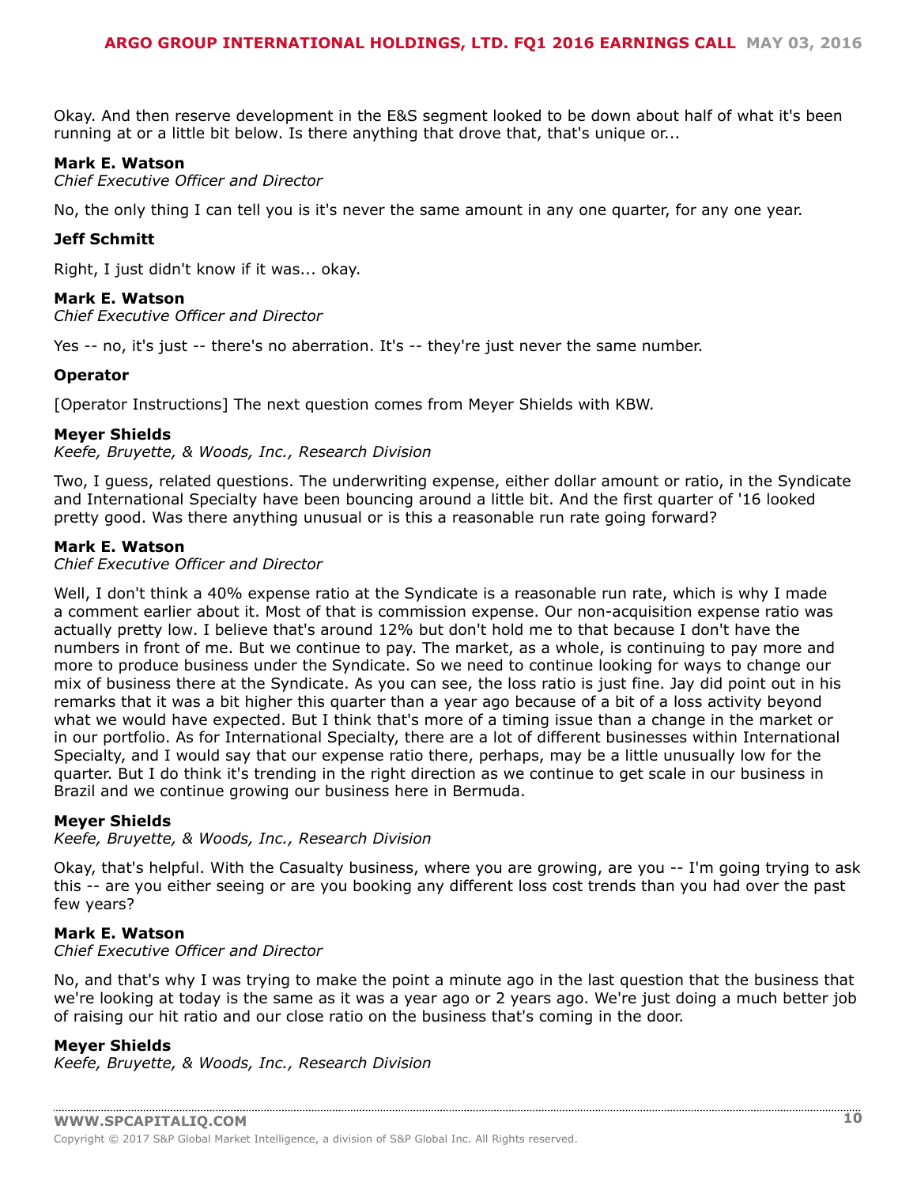Okay. And then reserve development in the E&S segment looked to be down about half of what it's been running at or a little bit below. Is there anything that drove that, that's unique or...

**Mark E. Watson**
*Chief Executive Officer and Director*

No, the only thing I can tell you is it's never the same amount in any one quarter, for any one year.

**Jeff Schmitt**

Right, I just didn't know if it was... okay.

**Mark E. Watson**
*Chief Executive Officer and Director*

Yes -- no, it's just -- there's no aberration. It's -- they're just never the same number.

**Operator**

[Operator Instructions] The next question comes from Meyer Shields with KBW.

**Meyer Shields**
*Keefe, Bruyette, & Woods, Inc., Research Division*

Two, I guess, related questions. The underwriting expense, either dollar amount or ratio, in the Syndicate and International Specialty have been bouncing around a little bit. And the first quarter of '16 looked pretty good. Was there anything unusual or is this a reasonable run rate going forward?

**Mark E. Watson**
*Chief Executive Officer and Director*

Well, I don't think a 40% expense ratio at the Syndicate is a reasonable run rate, which is why I made a comment earlier about it. Most of that is commission expense. Our non-acquisition expense ratio was actually pretty low. I believe that's around 12% but don't hold me to that because I don't have the numbers in front of me. But we continue to pay. The market, as a whole, is continuing to pay more and more to produce business under the Syndicate. So we need to continue looking for ways to change our mix of business there at the Syndicate. As you can see, the loss ratio is just fine. Jay did point out in his remarks that it was a bit higher this quarter than a year ago because of a bit of a loss activity beyond what we would have expected. But I think that's more of a timing issue than a change in the market or in our portfolio. As for International Specialty, there are a lot of different businesses within International Specialty, and I would say that our expense ratio there, perhaps, may be a little unusually low for the quarter. But I do think it's trending in the right direction as we continue to get scale in our business in Brazil and we continue growing our business here in Bermuda.

**Meyer Shields**
*Keefe, Bruyette, & Woods, Inc., Research Division*

Okay, that's helpful. With the Casualty business, where you are growing, are you -- I'm going trying to ask this -- are you either seeing or are you booking any different loss cost trends than you had over the past few years?

**Mark E. Watson**
*Chief Executive Officer and Director*

No, and that's why I was trying to make the point a minute ago in the last question that the business that we're looking at today is the same as it was a year ago or 2 years ago. We're just doing a much better job of raising our hit ratio and our close ratio on the business that's coming in the door.

**Meyer Shields**
*Keefe, Bruyette, & Woods, Inc., Research Division*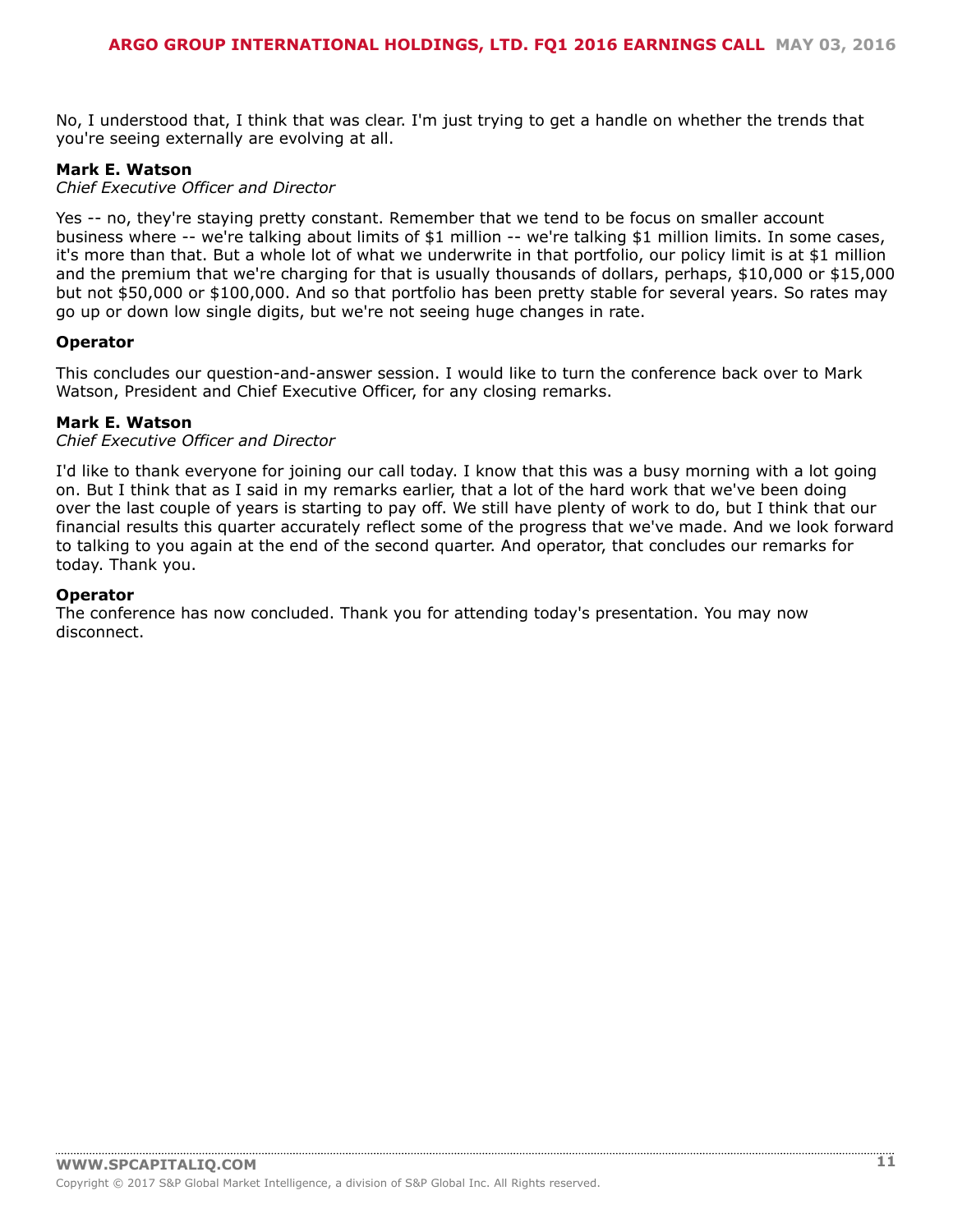No, I understood that, I think that was clear. I'm just trying to get a handle on whether the trends that you're seeing externally are evolving at all.

**Mark E. Watson**
*Chief Executive Officer and Director*

Yes -- no, they're staying pretty constant. Remember that we tend to be focus on smaller account business where -- we're talking about limits of $1 million -- we're talking $1 million limits. In some cases, it's more than that. But a whole lot of what we underwrite in that portfolio, our policy limit is at $1 million and the premium that we're charging for that is usually thousands of dollars, perhaps, $10,000 or $15,000 but not $50,000 or $100,000. And so that portfolio has been pretty stable for several years. So rates may go up or down low single digits, but we're not seeing huge changes in rate.

**Operator**

This concludes our question-and-answer session. I would like to turn the conference back over to Mark Watson, President and Chief Executive Officer, for any closing remarks.

**Mark E. Watson**
*Chief Executive Officer and Director*

I'd like to thank everyone for joining our call today. I know that this was a busy morning with a lot going on. But I think that as I said in my remarks earlier, that a lot of the hard work that we've been doing over the last couple of years is starting to pay off. We still have plenty of work to do, but I think that our financial results this quarter accurately reflect some of the progress that we've made. And we look forward to talking to you again at the end of the second quarter. And operator, that concludes our remarks for today. Thank you.

**Operator**
The conference has now concluded. Thank you for attending today's presentation. You may now disconnect.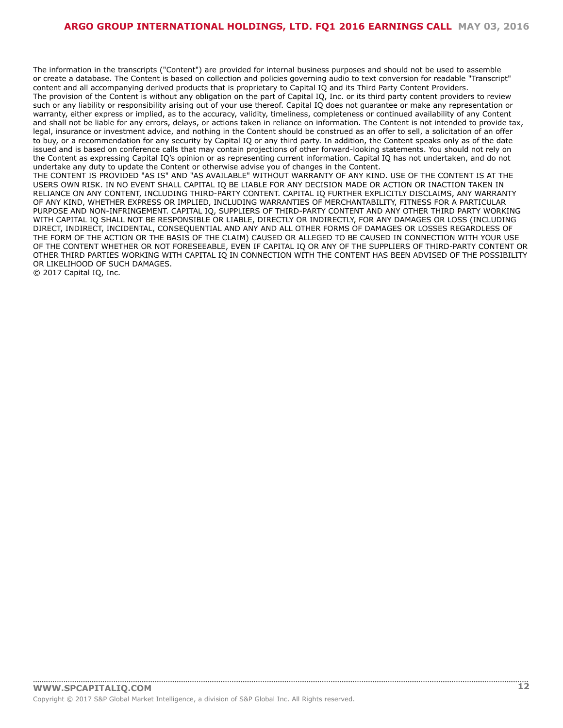The information in the transcripts ("Content") are provided for internal business purposes and should not be used to assemble or create a database. The Content is based on collection and policies governing audio to text conversion for readable "Transcript" content and all accompanying derived products that is proprietary to Capital IQ and its Third Party Content Providers.
The provision of the Content is without any obligation on the part of Capital IQ, Inc. or its third party content providers to review such or any liability or responsibility arising out of your use thereof. Capital IQ does not guarantee or make any representation or warranty, either express or implied, as to the accuracy, validity, timeliness, completeness or continued availability of any Content and shall not be liable for any errors, delays, or actions taken in reliance on information. The Content is not intended to provide tax, legal, insurance or investment advice, and nothing in the Content should be construed as an offer to sell, a solicitation of an offer to buy, or a recommendation for any security by Capital IQ or any third party. In addition, the Content speaks only as of the date issued and is based on conference calls that may contain projections of other forward-looking statements. You should not rely on the Content as expressing Capital IQ's opinion or as representing current information. Capital IQ has not undertaken, and do not undertake any duty to update the Content or otherwise advise you of changes in the Content.
THE CONTENT IS PROVIDED "AS IS" AND "AS AVAILABLE" WITHOUT WARRANTY OF ANY KIND. USE OF THE CONTENT IS AT THE USERS OWN RISK. IN NO EVENT SHALL CAPITAL IQ BE LIABLE FOR ANY DECISION MADE OR ACTION OR INACTION TAKEN IN RELIANCE ON ANY CONTENT, INCLUDING THIRD-PARTY CONTENT. CAPITAL IQ FURTHER EXPLICITLY DISCLAIMS, ANY WARRANTY OF ANY KIND, WHETHER EXPRESS OR IMPLIED, INCLUDING WARRANTIES OF MERCHANTABILITY, FITNESS FOR A PARTICULAR PURPOSE AND NON-INFRINGEMENT. CAPITAL IQ, SUPPLIERS OF THIRD-PARTY CONTENT AND ANY OTHER THIRD PARTY WORKING WITH CAPITAL IQ SHALL NOT BE RESPONSIBLE OR LIABLE, DIRECTLY OR INDIRECTLY, FOR ANY DAMAGES OR LOSS (INCLUDING DIRECT, INDIRECT, INCIDENTAL, CONSEQUENTIAL AND ANY AND ALL OTHER FORMS OF DAMAGES OR LOSSES REGARDLESS OF THE FORM OF THE ACTION OR THE BASIS OF THE CLAIM) CAUSED OR ALLEGED TO BE CAUSED IN CONNECTION WITH YOUR USE OF THE CONTENT WHETHER OR NOT FORESEEABLE, EVEN IF CAPITAL IQ OR ANY OF THE SUPPLIERS OF THIRD-PARTY CONTENT OR OTHER THIRD PARTIES WORKING WITH CAPITAL IQ IN CONNECTION WITH THE CONTENT HAS BEEN ADVISED OF THE POSSIBILITY OR LIKELIHOOD OF SUCH DAMAGES.
© 2017 Capital IQ, Inc.